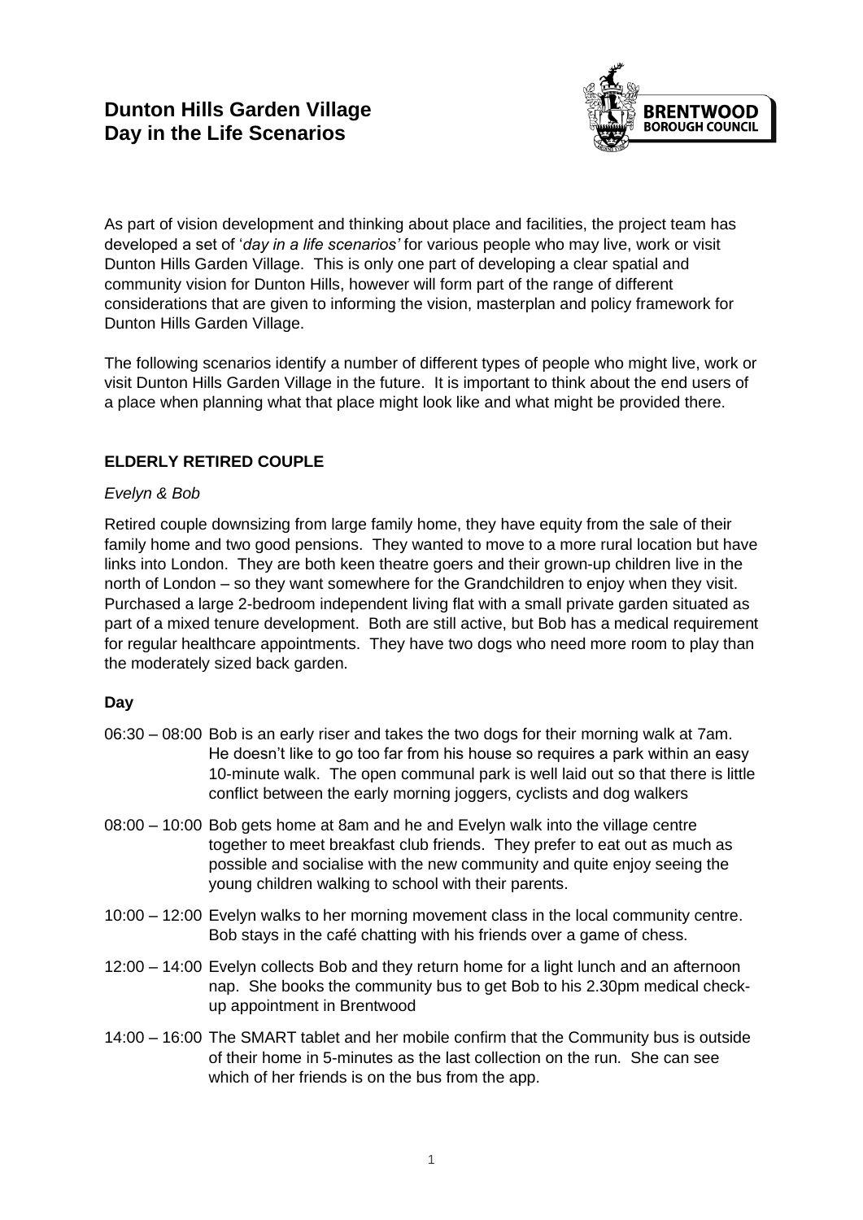# Dunton Hills Garden Village
# Day in the Life Scenarios

As part of vision development and thinking about place and facilities, the project team has developed a set of '*day in a life scenarios'* for various people who may live, work or visit Dunton Hills Garden Village. This is only one part of developing a clear spatial and community vision for Dunton Hills, however will form part of the range of different considerations that are given to informing the vision, masterplan and policy framework for Dunton Hills Garden Village.

The following scenarios identify a number of different types of people who might live, work or visit Dunton Hills Garden Village in the future. It is important to think about the end users of a place when planning what that place might look like and what might be provided there.

## ELDERLY RETIRED COUPLE

*Evelyn & Bob*

Retired couple downsizing from large family home, they have equity from the sale of their family home and two good pensions. They wanted to move to a more rural location but have links into London. They are both keen theatre goers and their grown-up children live in the north of London – so they want somewhere for the Grandchildren to enjoy when they visit. Purchased a large 2-bedroom independent living flat with a small private garden situated as part of a mixed tenure development. Both are still active, but Bob has a medical requirement for regular healthcare appointments. They have two dogs who need more room to play than the moderately sized back garden.

### Day

06:30 – 08:00 Bob is an early riser and takes the two dogs for their morning walk at 7am. He doesn't like to go too far from his house so requires a park within an easy 10-minute walk. The open communal park is well laid out so that there is little conflict between the early morning joggers, cyclists and dog walkers

08:00 – 10:00 Bob gets home at 8am and he and Evelyn walk into the village centre together to meet breakfast club friends. They prefer to eat out as much as possible and socialise with the new community and quite enjoy seeing the young children walking to school with their parents.

10:00 – 12:00 Evelyn walks to her morning movement class in the local community centre. Bob stays in the café chatting with his friends over a game of chess.

12:00 – 14:00 Evelyn collects Bob and they return home for a light lunch and an afternoon nap. She books the community bus to get Bob to his 2.30pm medical check-up appointment in Brentwood

14:00 – 16:00 The SMART tablet and her mobile confirm that the Community bus is outside of their home in 5-minutes as the last collection on the run. She can see which of her friends is on the bus from the app.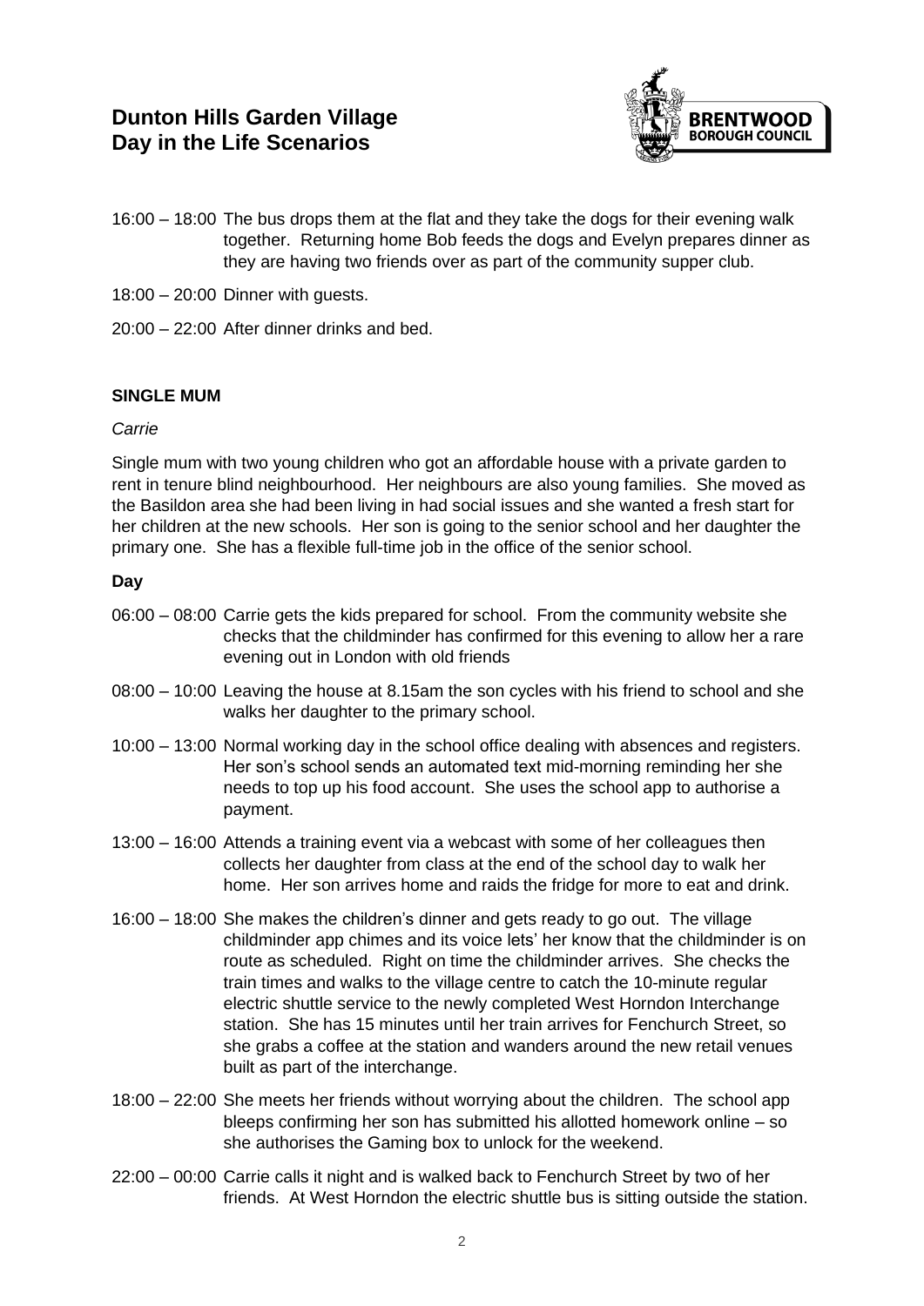16:00 – 18:00 The bus drops them at the flat and they take the dogs for their evening walk together. Returning home Bob feeds the dogs and Evelyn prepares dinner as they are having two friends over as part of the community supper club.

18:00 – 20:00 Dinner with guests.

20:00 – 22:00 After dinner drinks and bed.

**SINGLE MUM**

*Carrie*

Single mum with two young children who got an affordable house with a private garden to rent in tenure blind neighbourhood. Her neighbours are also young families. She moved as the Basildon area she had been living in had social issues and she wanted a fresh start for her children at the new schools. Her son is going to the senior school and her daughter the primary one. She has a flexible full-time job in the office of the senior school.

**Day**

06:00 – 08:00 Carrie gets the kids prepared for school. From the community website she checks that the childminder has confirmed for this evening to allow her a rare evening out in London with old friends

08:00 – 10:00 Leaving the house at 8.15am the son cycles with his friend to school and she walks her daughter to the primary school.

10:00 – 13:00 Normal working day in the school office dealing with absences and registers. Her son's school sends an automated text mid-morning reminding her she needs to top up his food account. She uses the school app to authorise a payment.

13:00 – 16:00 Attends a training event via a webcast with some of her colleagues then collects her daughter from class at the end of the school day to walk her home. Her son arrives home and raids the fridge for more to eat and drink.

16:00 – 18:00 She makes the children's dinner and gets ready to go out. The village childminder app chimes and its voice lets' her know that the childminder is on route as scheduled. Right on time the childminder arrives. She checks the train times and walks to the village centre to catch the 10-minute regular electric shuttle service to the newly completed West Horndon Interchange station. She has 15 minutes until her train arrives for Fenchurch Street, so she grabs a coffee at the station and wanders around the new retail venues built as part of the interchange.

18:00 – 22:00 She meets her friends without worrying about the children. The school app bleeps confirming her son has submitted his allotted homework online – so she authorises the Gaming box to unlock for the weekend.

22:00 – 00:00 Carrie calls it night and is walked back to Fenchurch Street by two of her friends. At West Horndon the electric shuttle bus is sitting outside the station.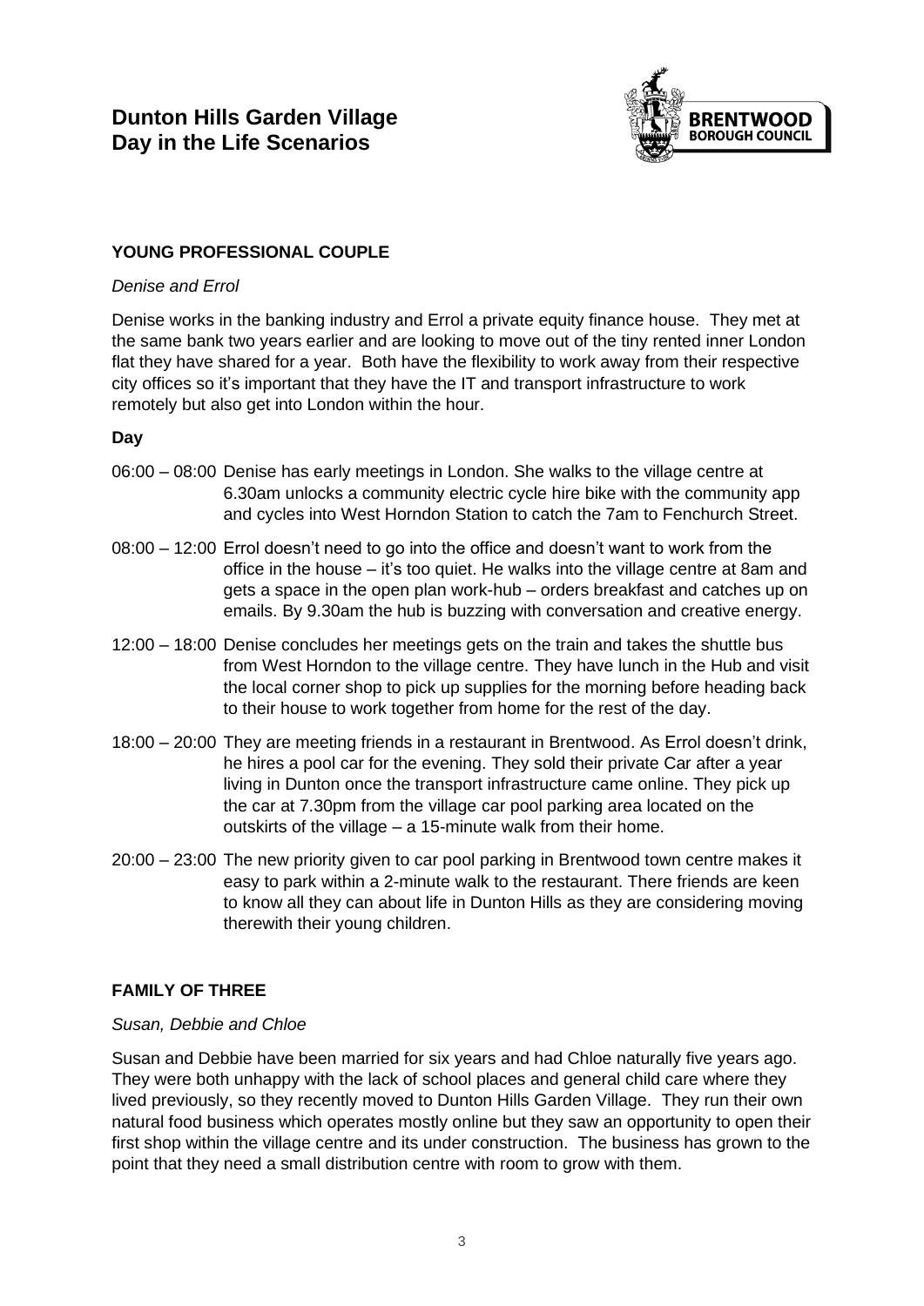# Dunton Hills Garden Village
# Day in the Life Scenarios

## YOUNG PROFESSIONAL COUPLE

*Denise and Errol*

Denise works in the banking industry and Errol a private equity finance house. They met at the same bank two years earlier and are looking to move out of the tiny rented inner London flat they have shared for a year. Both have the flexibility to work away from their respective city offices so it's important that they have the IT and transport infrastructure to work remotely but also get into London within the hour.

### Day

06:00 – 08:00 Denise has early meetings in London. She walks to the village centre at 6.30am unlocks a community electric cycle hire bike with the community app and cycles into West Horndon Station to catch the 7am to Fenchurch Street.

08:00 – 12:00 Errol doesn't need to go into the office and doesn't want to work from the office in the house – it's too quiet. He walks into the village centre at 8am and gets a space in the open plan work-hub – orders breakfast and catches up on emails. By 9.30am the hub is buzzing with conversation and creative energy.

12:00 – 18:00 Denise concludes her meetings gets on the train and takes the shuttle bus from West Horndon to the village centre. They have lunch in the Hub and visit the local corner shop to pick up supplies for the morning before heading back to their house to work together from home for the rest of the day.

18:00 – 20:00 They are meeting friends in a restaurant in Brentwood. As Errol doesn't drink, he hires a pool car for the evening. They sold their private Car after a year living in Dunton once the transport infrastructure came online. They pick up the car at 7.30pm from the village car pool parking area located on the outskirts of the village – a 15-minute walk from their home.

20:00 – 23:00 The new priority given to car pool parking in Brentwood town centre makes it easy to park within a 2-minute walk to the restaurant. There friends are keen to know all they can about life in Dunton Hills as they are considering moving therewith their young children.

## FAMILY OF THREE

*Susan, Debbie and Chloe*

Susan and Debbie have been married for six years and had Chloe naturally five years ago. They were both unhappy with the lack of school places and general child care where they lived previously, so they recently moved to Dunton Hills Garden Village. They run their own natural food business which operates mostly online but they saw an opportunity to open their first shop within the village centre and its under construction. The business has grown to the point that they need a small distribution centre with room to grow with them.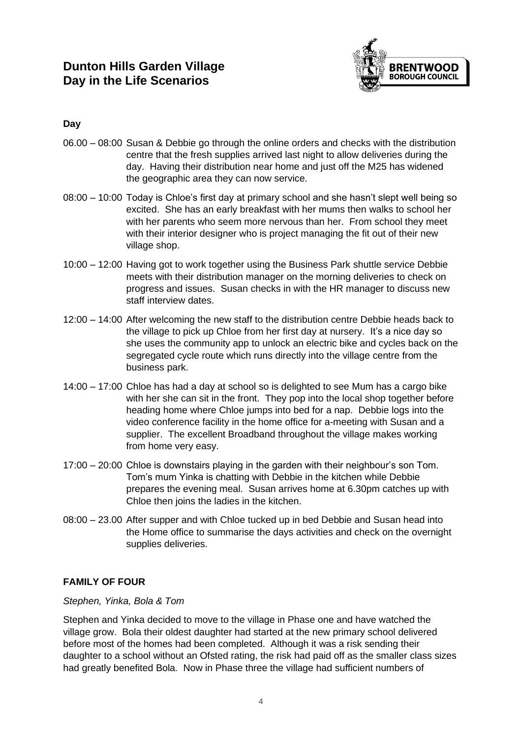# Dunton Hills Garden Village
# Day in the Life Scenarios

BRENTWOOD BOROUGH COUNCIL

**Day**

06.00 – 08:00 Susan & Debbie go through the online orders and checks with the distribution centre that the fresh supplies arrived last night to allow deliveries during the day. Having their distribution near home and just off the M25 has widened the geographic area they can now service.

08:00 – 10:00 Today is Chloe's first day at primary school and she hasn't slept well being so excited. She has an early breakfast with her mums then walks to school her with her parents who seem more nervous than her. From school they meet with their interior designer who is project managing the fit out of their new village shop.

10:00 – 12:00 Having got to work together using the Business Park shuttle service Debbie meets with their distribution manager on the morning deliveries to check on progress and issues. Susan checks in with the HR manager to discuss new staff interview dates.

12:00 – 14:00 After welcoming the new staff to the distribution centre Debbie heads back to the village to pick up Chloe from her first day at nursery. It's a nice day so she uses the community app to unlock an electric bike and cycles back on the segregated cycle route which runs directly into the village centre from the business park.

14:00 – 17:00 Chloe has had a day at school so is delighted to see Mum has a cargo bike with her she can sit in the front. They pop into the local shop together before heading home where Chloe jumps into bed for a nap. Debbie logs into the video conference facility in the home office for a-meeting with Susan and a supplier. The excellent Broadband throughout the village makes working from home very easy.

17:00 – 20:00 Chloe is downstairs playing in the garden with their neighbour's son Tom. Tom's mum Yinka is chatting with Debbie in the kitchen while Debbie prepares the evening meal. Susan arrives home at 6.30pm catches up with Chloe then joins the ladies in the kitchen.

08:00 – 23.00 After supper and with Chloe tucked up in bed Debbie and Susan head into the Home office to summarise the days activities and check on the overnight supplies deliveries.

**FAMILY OF FOUR**

*Stephen, Yinka, Bola & Tom*

Stephen and Yinka decided to move to the village in Phase one and have watched the village grow. Bola their oldest daughter had started at the new primary school delivered before most of the homes had been completed. Although it was a risk sending their daughter to a school without an Ofsted rating, the risk had paid off as the smaller class sizes had greatly benefited Bola. Now in Phase three the village had sufficient numbers of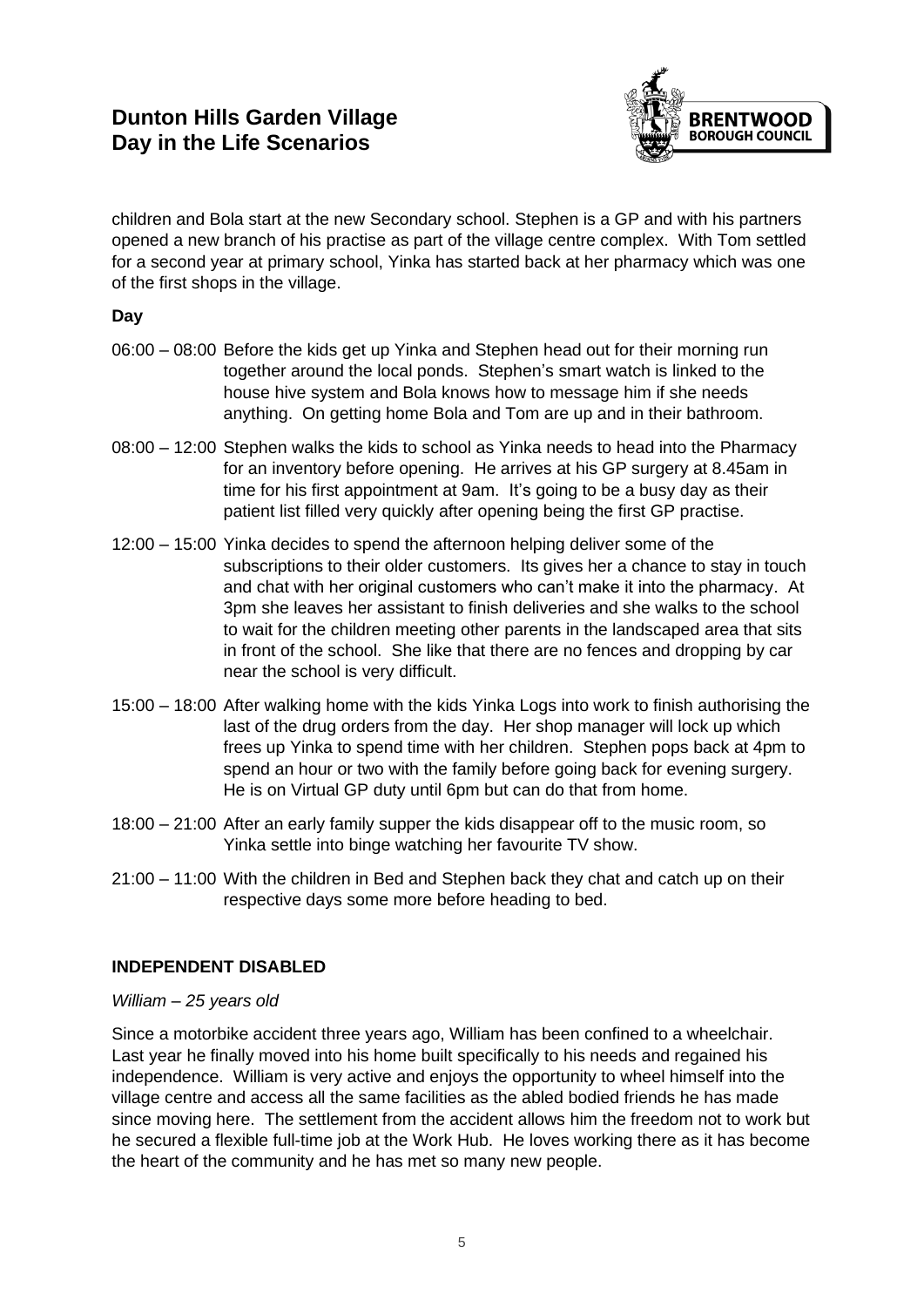children and Bola start at the new Secondary school. Stephen is a GP and with his partners opened a new branch of his practise as part of the village centre complex. With Tom settled for a second year at primary school, Yinka has started back at her pharmacy which was one of the first shops in the village.

**Day**

06:00 – 08:00 Before the kids get up Yinka and Stephen head out for their morning run together around the local ponds. Stephen's smart watch is linked to the house hive system and Bola knows how to message him if she needs anything. On getting home Bola and Tom are up and in their bathroom.

08:00 – 12:00 Stephen walks the kids to school as Yinka needs to head into the Pharmacy for an inventory before opening. He arrives at his GP surgery at 8.45am in time for his first appointment at 9am. It's going to be a busy day as their patient list filled very quickly after opening being the first GP practise.

12:00 – 15:00 Yinka decides to spend the afternoon helping deliver some of the subscriptions to their older customers. Its gives her a chance to stay in touch and chat with her original customers who can't make it into the pharmacy. At 3pm she leaves her assistant to finish deliveries and she walks to the school to wait for the children meeting other parents in the landscaped area that sits in front of the school. She like that there are no fences and dropping by car near the school is very difficult.

15:00 – 18:00 After walking home with the kids Yinka Logs into work to finish authorising the last of the drug orders from the day. Her shop manager will lock up which frees up Yinka to spend time with her children. Stephen pops back at 4pm to spend an hour or two with the family before going back for evening surgery. He is on Virtual GP duty until 6pm but can do that from home.

18:00 – 21:00 After an early family supper the kids disappear off to the music room, so Yinka settle into binge watching her favourite TV show.

21:00 – 11:00 With the children in Bed and Stephen back they chat and catch up on their respective days some more before heading to bed.

## INDEPENDENT DISABLED

*William – 25 years old*

Since a motorbike accident three years ago, William has been confined to a wheelchair. Last year he finally moved into his home built specifically to his needs and regained his independence. William is very active and enjoys the opportunity to wheel himself into the village centre and access all the same facilities as the abled bodied friends he has made since moving here. The settlement from the accident allows him the freedom not to work but he secured a flexible full-time job at the Work Hub. He loves working there as it has become the heart of the community and he has met so many new people.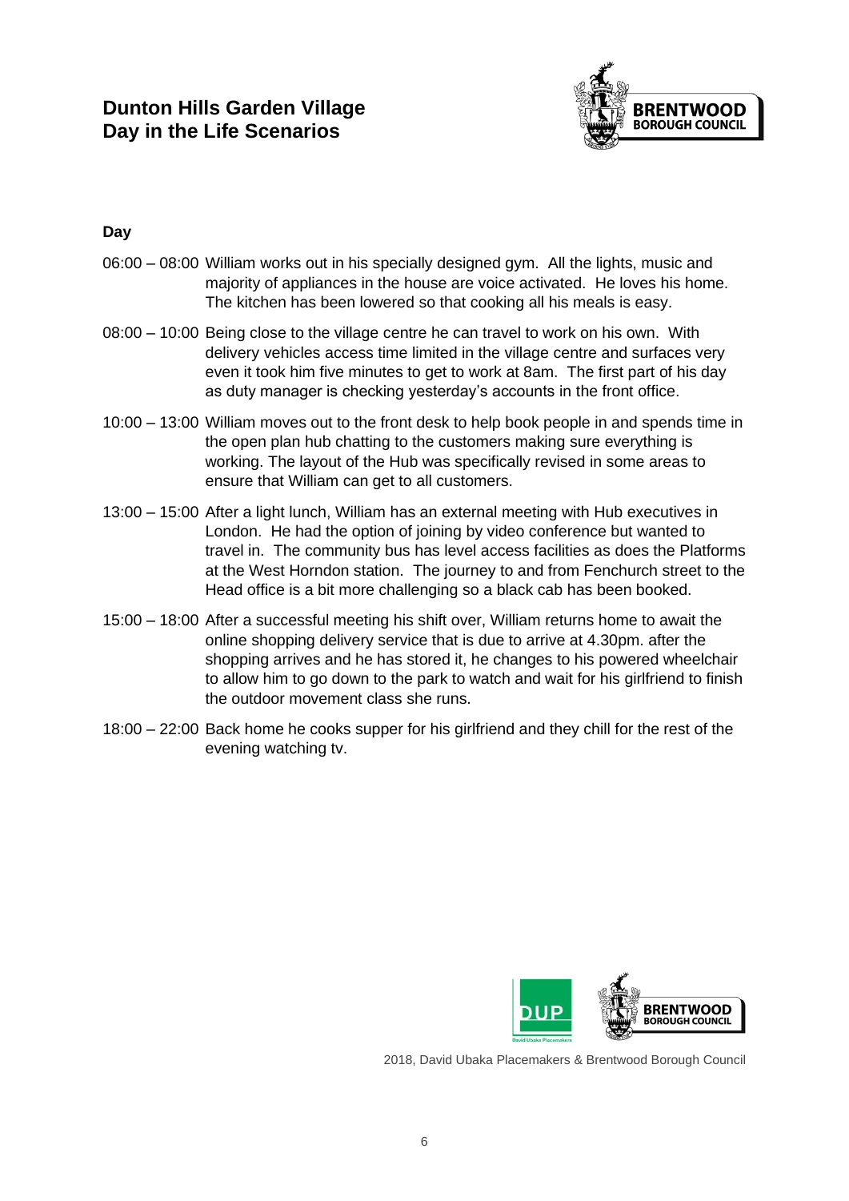# Dunton Hills Garden Village
# Day in the Life Scenarios

**Day**

06:00 – 08:00 William works out in his specially designed gym. All the lights, music and majority of appliances in the house are voice activated. He loves his home. The kitchen has been lowered so that cooking all his meals is easy.

08:00 – 10:00 Being close to the village centre he can travel to work on his own. With delivery vehicles access time limited in the village centre and surfaces very even it took him five minutes to get to work at 8am. The first part of his day as duty manager is checking yesterday's accounts in the front office.

10:00 – 13:00 William moves out to the front desk to help book people in and spends time in the open plan hub chatting to the customers making sure everything is working. The layout of the Hub was specifically revised in some areas to ensure that William can get to all customers.

13:00 – 15:00 After a light lunch, William has an external meeting with Hub executives in London. He had the option of joining by video conference but wanted to travel in. The community bus has level access facilities as does the Platforms at the West Horndon station. The journey to and from Fenchurch street to the Head office is a bit more challenging so a black cab has been booked.

15:00 – 18:00 After a successful meeting his shift over, William returns home to await the online shopping delivery service that is due to arrive at 4.30pm. after the shopping arrives and he has stored it, he changes to his powered wheelchair to allow him to go down to the park to watch and wait for his girlfriend to finish the outdoor movement class she runs.

18:00 – 22:00 Back home he cooks supper for his girlfriend and they chill for the rest of the evening watching tv.

2018, David Ubaka Placemakers & Brentwood Borough Council